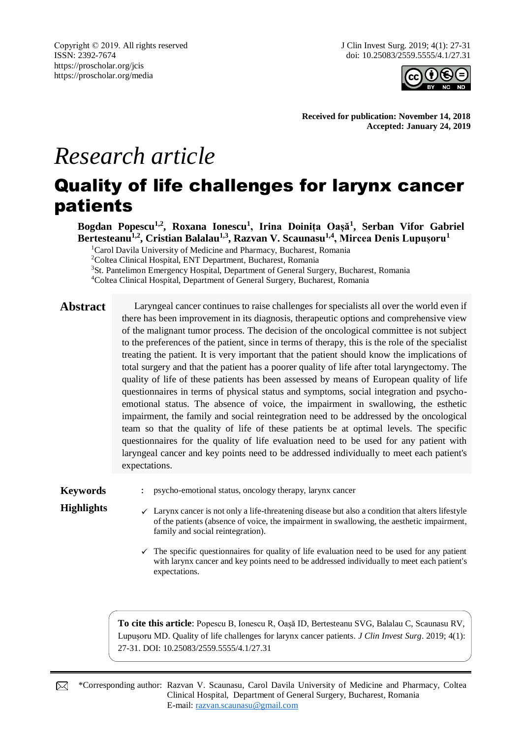Copyright © 2019. All rights reserved
ISSN: 2392-7674
https://proscholar.org/jcis
https://proscholar.org/media

J Clin Invest Surg. 2019; 4(1): 27-31
doi: 10.25083/2559.5555/4.1/27.31

**Received for publication: November 14, 2018**
**Accepted: January 24, 2019**

*Research article*

# Quality of life challenges for larynx cancer patients

**Bogdan Popescu[1,2], Roxana Ionescu[1], Irina Doinița Oașă[1], Serban Vifor Gabriel Bertesteanu[1,2], Cristian Balalau[1,3], Razvan V. Scaunasu[1,4], Mircea Denis Lupușoru[1]**

[1]Carol Davila University of Medicine and Pharmacy, Bucharest, Romania
[2]Coltea Clinical Hospital, ENT Department, Bucharest, Romania
[3]St. Pantelimon Emergency Hospital, Department of General Surgery, Bucharest, Romania
[4]Coltea Clinical Hospital, Department of General Surgery, Bucharest, Romania

**Abstract**

Laryngeal cancer continues to raise challenges for specialists all over the world even if there has been improvement in its diagnosis, therapeutic options and comprehensive view of the malignant tumor process. The decision of the oncological committee is not subject to the preferences of the patient, since in terms of therapy, this is the role of the specialist treating the patient. It is very important that the patient should know the implications of total surgery and that the patient has a poorer quality of life after total laryngectomy. The quality of life of these patients has been assessed by means of European quality of life questionnaires in terms of physical status and symptoms, social integration and psycho-emotional status. The absence of voice, the impairment in swallowing, the esthetic impairment, the family and social reintegration need to be addressed by the oncological team so that the quality of life of these patients be at optimal levels. The specific questionnaires for the quality of life evaluation need to be used for any patient with laryngeal cancer and key points need to be addressed individually to meet each patient's expectations.

**Keywords** : psycho-emotional status, oncology therapy, larynx cancer

**Highlights**

- ✓ Larynx cancer is not only a life-threatening disease but also a condition that alters lifestyle of the patients (absence of voice, the impairment in swallowing, the aesthetic impairment, family and social reintegration).
- ✓ The specific questionnaires for quality of life evaluation need to be used for any patient with larynx cancer and key points need to be addressed individually to meet each patient's expectations.

**To cite this article**: Popescu B, Ionescu R, Oașă ID, Bertesteanu SVG, Balalau C, Scaunasu RV, Lupușoru MD. Quality of life challenges for larynx cancer patients. *J Clin Invest Surg*. 2019; 4(1): 27-31. DOI: 10.25083/2559.5555/4.1/27.31

*Corresponding author: Razvan V. Scaunasu, Carol Davila University of Medicine and Pharmacy, Coltea Clinical Hospital, Department of General Surgery, Bucharest, Romania
E-mail: razvan.scaunasu@gmail.com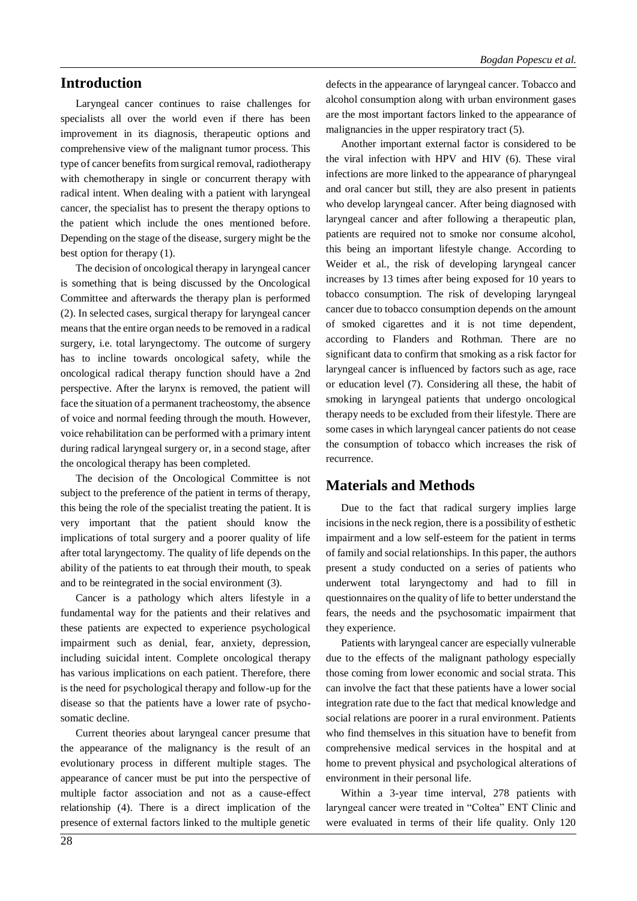## Introduction

Laryngeal cancer continues to raise challenges for specialists all over the world even if there has been improvement in its diagnosis, therapeutic options and comprehensive view of the malignant tumor process. This type of cancer benefits from surgical removal, radiotherapy with chemotherapy in single or concurrent therapy with radical intent. When dealing with a patient with laryngeal cancer, the specialist has to present the therapy options to the patient which include the ones mentioned before. Depending on the stage of the disease, surgery might be the best option for therapy (1).

The decision of oncological therapy in laryngeal cancer is something that is being discussed by the Oncological Committee and afterwards the therapy plan is performed (2). In selected cases, surgical therapy for laryngeal cancer means that the entire organ needs to be removed in a radical surgery, i.e. total laryngectomy. The outcome of surgery has to incline towards oncological safety, while the oncological radical therapy function should have a 2nd perspective. After the larynx is removed, the patient will face the situation of a permanent tracheostomy, the absence of voice and normal feeding through the mouth. However, voice rehabilitation can be performed with a primary intent during radical laryngeal surgery or, in a second stage, after the oncological therapy has been completed.

The decision of the Oncological Committee is not subject to the preference of the patient in terms of therapy, this being the role of the specialist treating the patient. It is very important that the patient should know the implications of total surgery and a poorer quality of life after total laryngectomy. The quality of life depends on the ability of the patients to eat through their mouth, to speak and to be reintegrated in the social environment (3).

Cancer is a pathology which alters lifestyle in a fundamental way for the patients and their relatives and these patients are expected to experience psychological impairment such as denial, fear, anxiety, depression, including suicidal intent. Complete oncological therapy has various implications on each patient. Therefore, there is the need for psychological therapy and follow-up for the disease so that the patients have a lower rate of psychosomatic decline.

Current theories about laryngeal cancer presume that the appearance of the malignancy is the result of an evolutionary process in different multiple stages. The appearance of cancer must be put into the perspective of multiple factor association and not as a cause-effect relationship (4). There is a direct implication of the presence of external factors linked to the multiple genetic defects in the appearance of laryngeal cancer. Tobacco and alcohol consumption along with urban environment gases are the most important factors linked to the appearance of malignancies in the upper respiratory tract (5).

Another important external factor is considered to be the viral infection with HPV and HIV (6). These viral infections are more linked to the appearance of pharyngeal and oral cancer but still, they are also present in patients who develop laryngeal cancer. After being diagnosed with laryngeal cancer and after following a therapeutic plan, patients are required not to smoke nor consume alcohol, this being an important lifestyle change. According to Weider et al., the risk of developing laryngeal cancer increases by 13 times after being exposed for 10 years to tobacco consumption. The risk of developing laryngeal cancer due to tobacco consumption depends on the amount of smoked cigarettes and it is not time dependent, according to Flanders and Rothman. There are no significant data to confirm that smoking as a risk factor for laryngeal cancer is influenced by factors such as age, race or education level (7). Considering all these, the habit of smoking in laryngeal patients that undergo oncological therapy needs to be excluded from their lifestyle. There are some cases in which laryngeal cancer patients do not cease the consumption of tobacco which increases the risk of recurrence.

## Materials and Methods

Due to the fact that radical surgery implies large incisions in the neck region, there is a possibility of esthetic impairment and a low self-esteem for the patient in terms of family and social relationships. In this paper, the authors present a study conducted on a series of patients who underwent total laryngectomy and had to fill in questionnaires on the quality of life to better understand the fears, the needs and the psychosomatic impairment that they experience.

Patients with laryngeal cancer are especially vulnerable due to the effects of the malignant pathology especially those coming from lower economic and social strata. This can involve the fact that these patients have a lower social integration rate due to the fact that medical knowledge and social relations are poorer in a rural environment. Patients who find themselves in this situation have to benefit from comprehensive medical services in the hospital and at home to prevent physical and psychological alterations of environment in their personal life.

Within a 3-year time interval, 278 patients with laryngeal cancer were treated in "Coltea" ENT Clinic and were evaluated in terms of their life quality. Only 120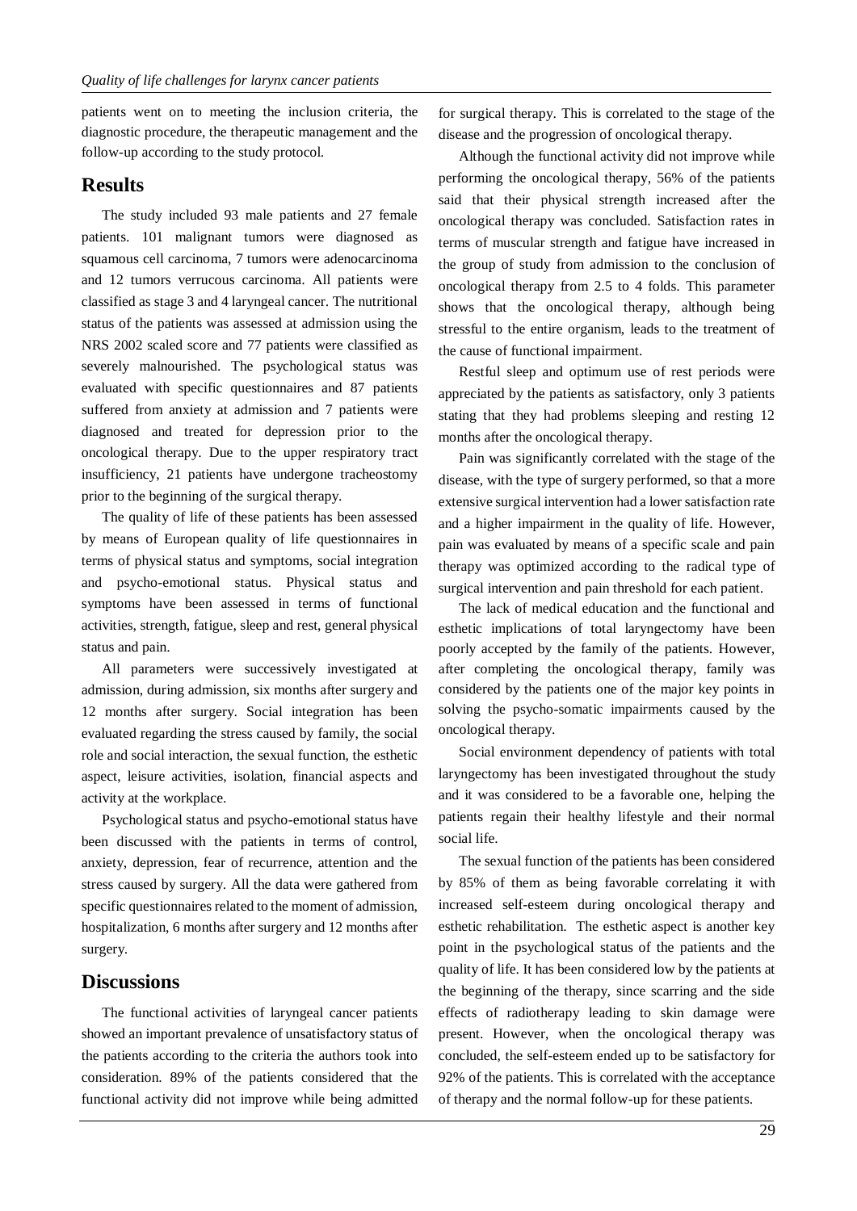patients went on to meeting the inclusion criteria, the diagnostic procedure, the therapeutic management and the follow-up according to the study protocol.

## Results

The study included 93 male patients and 27 female patients. 101 malignant tumors were diagnosed as squamous cell carcinoma, 7 tumors were adenocarcinoma and 12 tumors verrucous carcinoma. All patients were classified as stage 3 and 4 laryngeal cancer. The nutritional status of the patients was assessed at admission using the NRS 2002 scaled score and 77 patients were classified as severely malnourished. The psychological status was evaluated with specific questionnaires and 87 patients suffered from anxiety at admission and 7 patients were diagnosed and treated for depression prior to the oncological therapy. Due to the upper respiratory tract insufficiency, 21 patients have undergone tracheostomy prior to the beginning of the surgical therapy.

The quality of life of these patients has been assessed by means of European quality of life questionnaires in terms of physical status and symptoms, social integration and psycho-emotional status. Physical status and symptoms have been assessed in terms of functional activities, strength, fatigue, sleep and rest, general physical status and pain.

All parameters were successively investigated at admission, during admission, six months after surgery and 12 months after surgery. Social integration has been evaluated regarding the stress caused by family, the social role and social interaction, the sexual function, the esthetic aspect, leisure activities, isolation, financial aspects and activity at the workplace.

Psychological status and psycho-emotional status have been discussed with the patients in terms of control, anxiety, depression, fear of recurrence, attention and the stress caused by surgery. All the data were gathered from specific questionnaires related to the moment of admission, hospitalization, 6 months after surgery and 12 months after surgery.

## Discussions

The functional activities of laryngeal cancer patients showed an important prevalence of unsatisfactory status of the patients according to the criteria the authors took into consideration. 89% of the patients considered that the functional activity did not improve while being admitted for surgical therapy. This is correlated to the stage of the disease and the progression of oncological therapy.

Although the functional activity did not improve while performing the oncological therapy, 56% of the patients said that their physical strength increased after the oncological therapy was concluded. Satisfaction rates in terms of muscular strength and fatigue have increased in the group of study from admission to the conclusion of oncological therapy from 2.5 to 4 folds. This parameter shows that the oncological therapy, although being stressful to the entire organism, leads to the treatment of the cause of functional impairment.

Restful sleep and optimum use of rest periods were appreciated by the patients as satisfactory, only 3 patients stating that they had problems sleeping and resting 12 months after the oncological therapy.

Pain was significantly correlated with the stage of the disease, with the type of surgery performed, so that a more extensive surgical intervention had a lower satisfaction rate and a higher impairment in the quality of life. However, pain was evaluated by means of a specific scale and pain therapy was optimized according to the radical type of surgical intervention and pain threshold for each patient.

The lack of medical education and the functional and esthetic implications of total laryngectomy have been poorly accepted by the family of the patients. However, after completing the oncological therapy, family was considered by the patients one of the major key points in solving the psycho-somatic impairments caused by the oncological therapy.

Social environment dependency of patients with total laryngectomy has been investigated throughout the study and it was considered to be a favorable one, helping the patients regain their healthy lifestyle and their normal social life.

The sexual function of the patients has been considered by 85% of them as being favorable correlating it with increased self-esteem during oncological therapy and esthetic rehabilitation. The esthetic aspect is another key point in the psychological status of the patients and the quality of life. It has been considered low by the patients at the beginning of the therapy, since scarring and the side effects of radiotherapy leading to skin damage were present. However, when the oncological therapy was concluded, the self-esteem ended up to be satisfactory for 92% of the patients. This is correlated with the acceptance of therapy and the normal follow-up for these patients.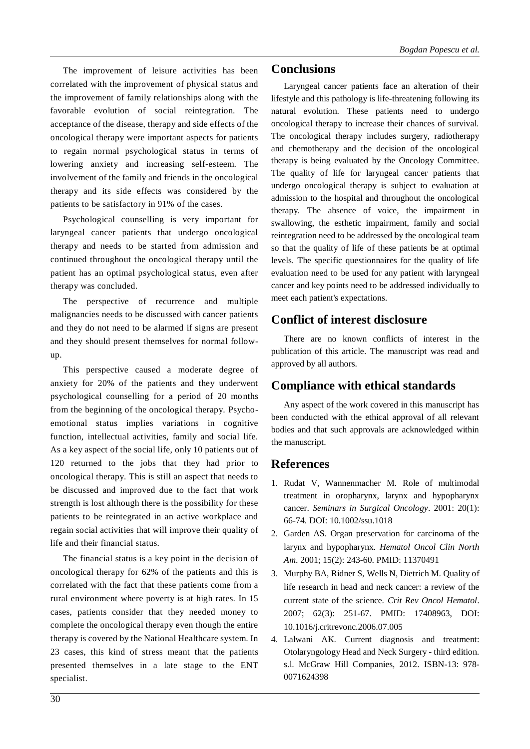The improvement of leisure activities has been correlated with the improvement of physical status and the improvement of family relationships along with the favorable evolution of social reintegration. The acceptance of the disease, therapy and side effects of the oncological therapy were important aspects for patients to regain normal psychological status in terms of lowering anxiety and increasing self-esteem. The involvement of the family and friends in the oncological therapy and its side effects was considered by the patients to be satisfactory in 91% of the cases.

Psychological counselling is very important for laryngeal cancer patients that undergo oncological therapy and needs to be started from admission and continued throughout the oncological therapy until the patient has an optimal psychological status, even after therapy was concluded.

The perspective of recurrence and multiple malignancies needs to be discussed with cancer patients and they do not need to be alarmed if signs are present and they should present themselves for normal follow-up.

This perspective caused a moderate degree of anxiety for 20% of the patients and they underwent psychological counselling for a period of 20 months from the beginning of the oncological therapy. Psycho-emotional status implies variations in cognitive function, intellectual activities, family and social life. As a key aspect of the social life, only 10 patients out of 120 returned to the jobs that they had prior to oncological therapy. This is still an aspect that needs to be discussed and improved due to the fact that work strength is lost although there is the possibility for these patients to be reintegrated in an active workplace and regain social activities that will improve their quality of life and their financial status.

The financial status is a key point in the decision of oncological therapy for 62% of the patients and this is correlated with the fact that these patients come from a rural environment where poverty is at high rates. In 15 cases, patients consider that they needed money to complete the oncological therapy even though the entire therapy is covered by the National Healthcare system. In 23 cases, this kind of stress meant that the patients presented themselves in a late stage to the ENT specialist.

## Conclusions

Laryngeal cancer patients face an alteration of their lifestyle and this pathology is life-threatening following its natural evolution. These patients need to undergo oncological therapy to increase their chances of survival. The oncological therapy includes surgery, radiotherapy and chemotherapy and the decision of the oncological therapy is being evaluated by the Oncology Committee. The quality of life for laryngeal cancer patients that undergo oncological therapy is subject to evaluation at admission to the hospital and throughout the oncological therapy. The absence of voice, the impairment in swallowing, the esthetic impairment, family and social reintegration need to be addressed by the oncological team so that the quality of life of these patients be at optimal levels. The specific questionnaires for the quality of life evaluation need to be used for any patient with laryngeal cancer and key points need to be addressed individually to meet each patient's expectations.

## Conflict of interest disclosure

There are no known conflicts of interest in the publication of this article. The manuscript was read and approved by all authors.

## Compliance with ethical standards

Any aspect of the work covered in this manuscript has been conducted with the ethical approval of all relevant bodies and that such approvals are acknowledged within the manuscript.

## References

1. Rudat V, Wannenmacher M. Role of multimodal treatment in oropharynx, larynx and hypopharynx cancer. *Seminars in Surgical Oncology*. 2001: 20(1): 66-74. DOI: 10.1002/ssu.1018
2. Garden AS. Organ preservation for carcinoma of the larynx and hypopharynx. *Hematol Oncol Clin North Am*. 2001; 15(2): 243-60. PMID: 11370491
3. Murphy BA, Ridner S, Wells N, Dietrich M. Quality of life research in head and neck cancer: a review of the current state of the science. *Crit Rev Oncol Hematol*. 2007; 62(3): 251-67. PMID: 17408963, DOI: 10.1016/j.critrevonc.2006.07.005
4. Lalwani AK. Current diagnosis and treatment: Otolaryngology Head and Neck Surgery - third edition. s.l. McGraw Hill Companies, 2012. ISBN-13: 978-0071624398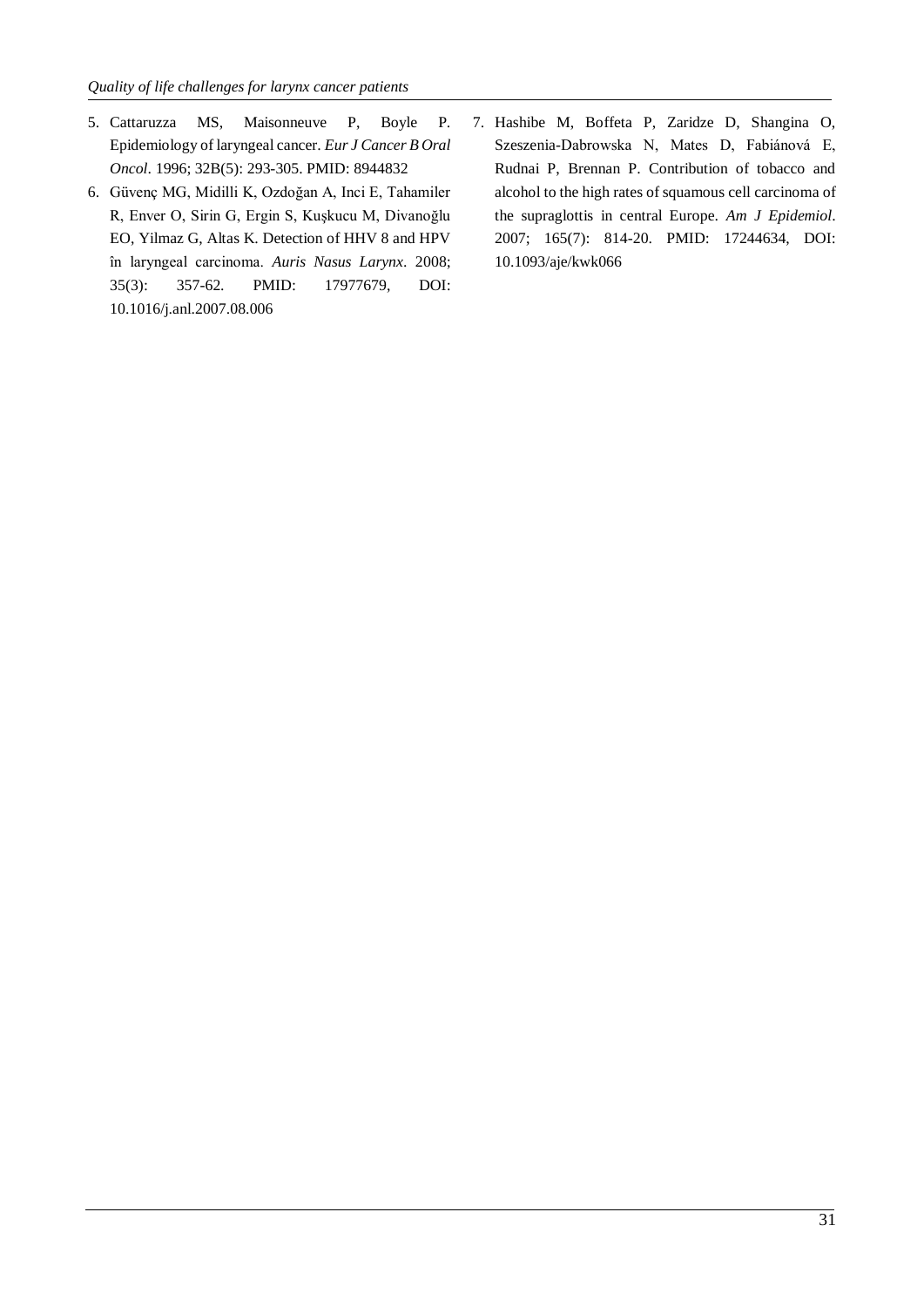5. Cattaruzza MS, Maisonneuve P, Boyle P. Epidemiology of laryngeal cancer. *Eur J Cancer B Oral Oncol*. 1996; 32B(5): 293-305. PMID: 8944832
6. Güvenç MG, Midilli K, Ozdoğan A, Inci E, Tahamiler R, Enver O, Sirin G, Ergin S, Kuşkucu M, Divanoğlu EO, Yilmaz G, Altas K. Detection of HHV 8 and HPV în laryngeal carcinoma. *Auris Nasus Larynx*. 2008; 35(3): 357-62. PMID: 17977679, DOI: 10.1016/j.anl.2007.08.006
7. Hashibe M, Boffeta P, Zaridze D, Shangina O, Szeszenia-Dabrowska N, Mates D, Fabiánová E, Rudnai P, Brennan P. Contribution of tobacco and alcohol to the high rates of squamous cell carcinoma of the supraglottis in central Europe. *Am J Epidemiol*. 2007; 165(7): 814-20. PMID: 17244634, DOI: 10.1093/aje/kwk066